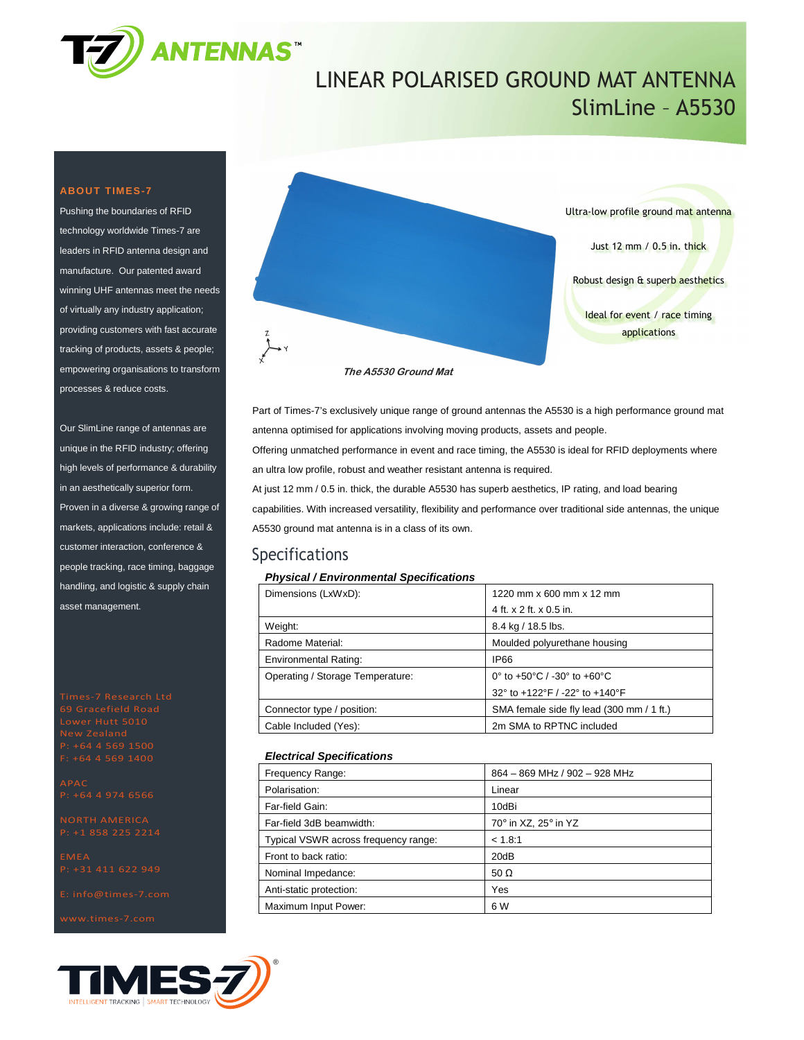# LINEAR POLARISED GROUND MAT ANTENNA
## SlimLine – A5530

### ABOUT TIMES-7

Pushing the boundaries of RFID technology worldwide Times-7 are leaders in RFID antenna design and manufacture. Our patented award winning UHF antennas meet the needs of virtually any industry application; providing customers with fast accurate tracking of products, assets & people; empowering organisations to transform processes & reduce costs.

Our SlimLine range of antennas are unique in the RFID industry; offering high levels of performance & durability in an aesthetically superior form. Proven in a diverse & growing range of markets, applications include: retail & customer interaction, conference & people tracking, race timing, baggage handling, and logistic & supply chain asset management.

Times-7 Research Ltd
69 Gracefield Road
Lower Hutt 5010
New Zealand
P: +64 4 569 1500
F: +64 4 569 1400

APAC
P: +64 4 974 6566

NORTH AMERICA
P: +1 858 225 2214

EMEA
P: +31 411 622 949

E: info@times-7.com

www.times-7.com

*The A5530 Ground Mat*

- Ultra-low profile ground mat antenna
- Just 12 mm / 0.5 in. thick
- Robust design & superb aesthetics
- Ideal for event / race timing applications

Part of Times-7's exclusively unique range of ground antennas the A5530 is a high performance ground mat antenna optimised for applications involving moving products, assets and people.

Offering unmatched performance in event and race timing, the A5530 is ideal for RFID deployments where an ultra low profile, robust and weather resistant antenna is required.

At just 12 mm / 0.5 in. thick, the durable A5530 has superb aesthetics, IP rating, and load bearing capabilities. With increased versatility, flexibility and performance over traditional side antennas, the unique A5530 ground mat antenna is in a class of its own.

## Specifications

### Physical / Environmental Specifications

| | |
|---|---|
| Dimensions (LxWxD): | 1220 mm x 600 mm x 12 mm<br>4 ft. x 2 ft. x 0.5 in. |
| Weight: | 8.4 kg / 18.5 lbs. |
| Radome Material: | Moulded polyurethane housing |
| Environmental Rating: | IP66 |
| Operating / Storage Temperature: | 0° to +50°C / -30° to +60°C<br>32° to +122°F / -22° to +140°F |
| Connector type / position: | SMA female side fly lead (300 mm / 1 ft.) |
| Cable Included (Yes): | 2m SMA to RPTNC included |

### Electrical Specifications

| | |
|---|---|
| Frequency Range: | 864 – 869 MHz / 902 – 928 MHz |
| Polarisation: | Linear |
| Far-field Gain: | 10dBi |
| Far-field 3dB beamwidth: | 70° in XZ, 25° in YZ |
| Typical VSWR across frequency range: | < 1.8:1 |
| Front to back ratio: | 20dB |
| Nominal Impedance: | 50 Ω |
| Anti-static protection: | Yes |
| Maximum Input Power: | 6 W |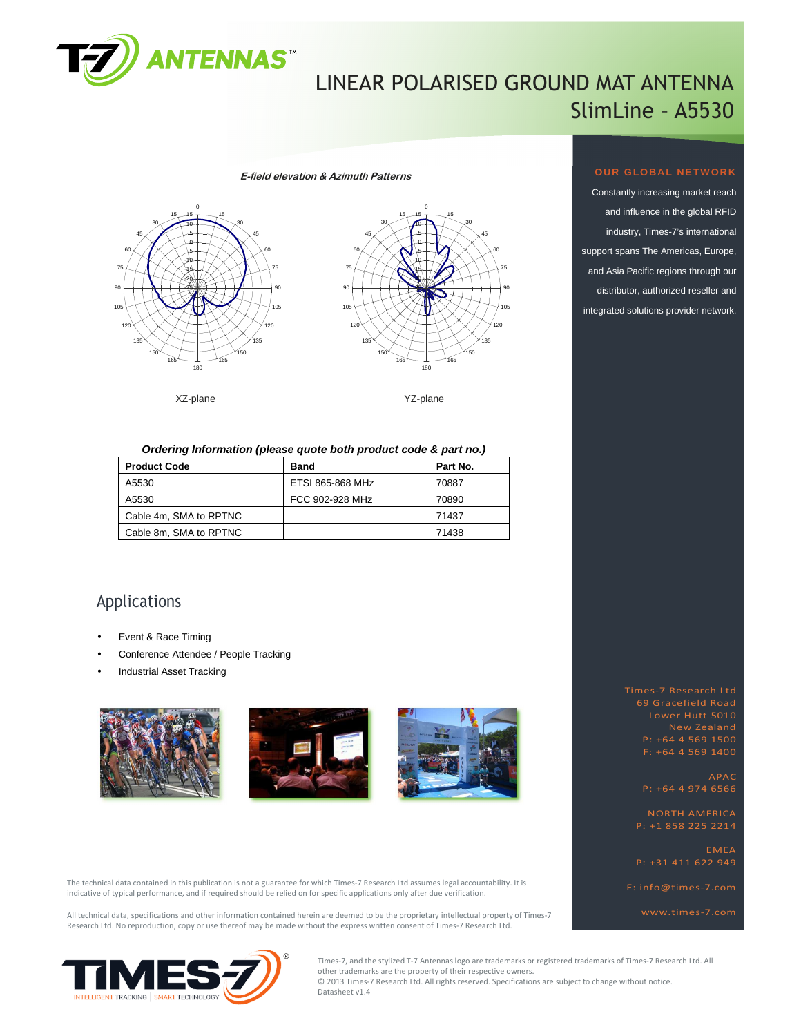# LINEAR POLARISED GROUND MAT ANTENNA
## SlimLine – A5530

***E-field elevation & Azimuth Patterns***

XZ-plane

YZ-plane

***Ordering Information (please quote both product code & part no.)***

| Product Code | Band | Part No. |
|---|---|---|
| A5530 | ETSI 865-868 MHz | 70887 |
| A5530 | FCC 902-928 MHz | 70890 |
| Cable 4m, SMA to RPTNC | | 71437 |
| Cable 8m, SMA to RPTNC | | 71438 |

## Applications

- Event & Race Timing
- Conference Attendee / People Tracking
- Industrial Asset Tracking

**OUR GLOBAL NETWORK**

Constantly increasing market reach and influence in the global RFID industry, Times-7's international support spans The Americas, Europe, and Asia Pacific regions through our distributor, authorized reseller and integrated solutions provider network.

Times-7 Research Ltd
69 Gracefield Road
Lower Hutt 5010
New Zealand
P: +64 4 569 1500
F: +64 4 569 1400

APAC
P: +64 4 974 6566

NORTH AMERICA
P: +1 858 225 2214

EMEA
P: +31 411 622 949

E: info@times-7.com

www.times-7.com

The technical data contained in this publication is not a guarantee for which Times-7 Research Ltd assumes legal accountability. It is indicative of typical performance, and if required should be relied on for specific applications only after due verification.

All technical data, specifications and other information contained herein are deemed to be the proprietary intellectual property of Times-7 Research Ltd. No reproduction, copy or use thereof may be made without the express written consent of Times-7 Research Ltd.

Times-7, and the stylized T-7 Antennas logo are trademarks or registered trademarks of Times-7 Research Ltd. All other trademarks are the property of their respective owners.
© 2013 Times-7 Research Ltd. All rights reserved. Specifications are subject to change without notice.
Datasheet v1.4